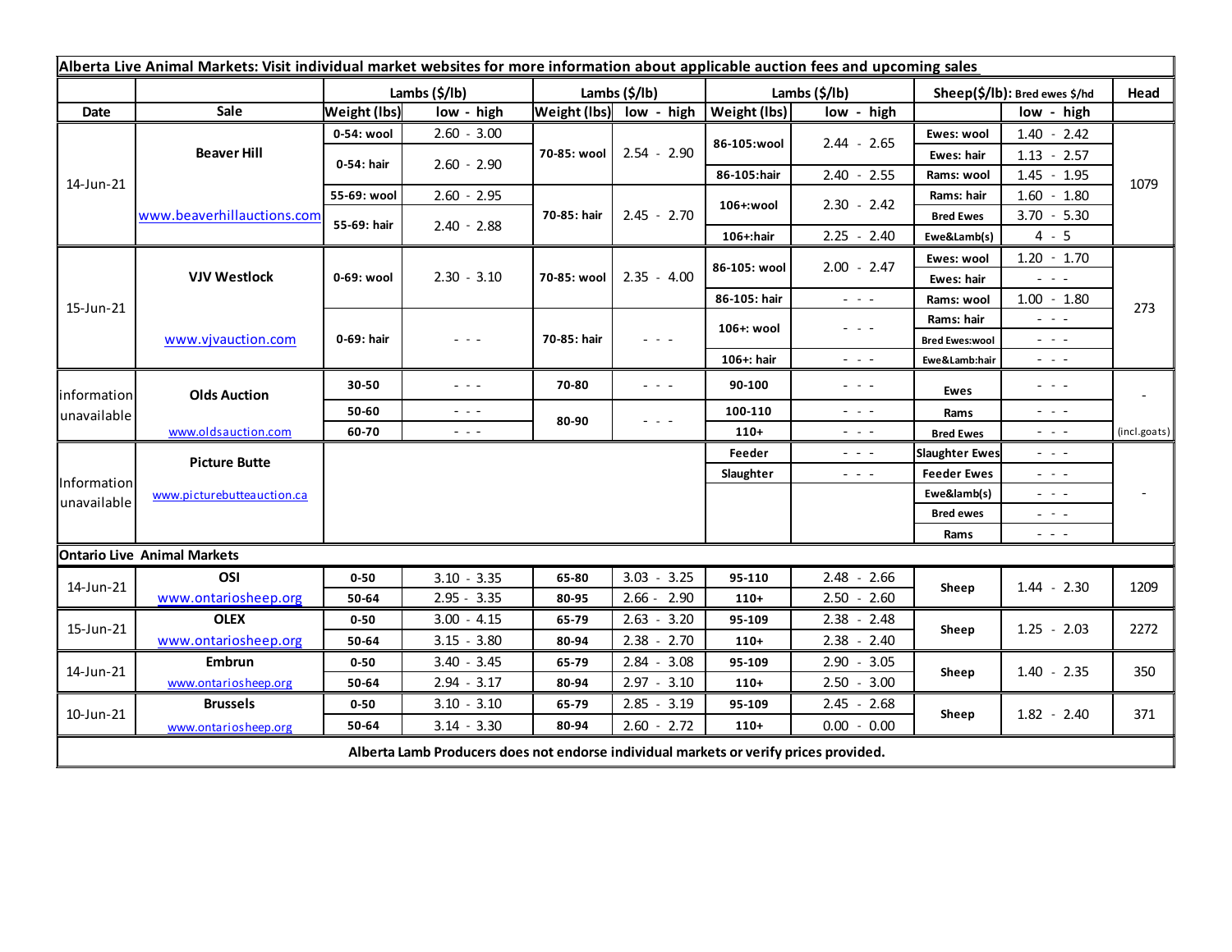**Alberta Live Animal Markets: Visit individual market websites for more information about applicable auction fees and upcoming sales**

| Date | Sale | Lambs ($/lb) Weight (lbs) | low - high | Lambs ($/lb) Weight (lbs) | low - high | Lambs ($/lb) Weight (lbs) | low - high | Sheep($/lb): Bred ewes $/hd | low - high | Head |
|---|---|---|---|---|---|---|---|---|---|---|
| 14-Jun-21 | Beaver Hill www.beaverhillauctions.com | 0-54: wool | 2.60 - 3.00 | 70-85: wool | 2.54 - 2.90 | 86-105:wool | 2.44 - 2.65 | Ewes: wool | 1.40 - 2.42 | 1079 |
| | | 0-54: hair | 2.60 - 2.90 | | | | | Ewes: hair | 1.13 - 2.57 | |
| | | | | | | 86-105:hair | 2.40 - 2.55 | Rams: wool | 1.45 - 1.95 | |
| | | 55-69: wool | 2.60 - 2.95 | 70-85: hair | 2.45 - 2.70 | 106+:wool | 2.30 - 2.42 | Rams: hair | 1.60 - 1.80 | |
| | | 55-69: hair | 2.40 - 2.88 | | | | | Bred Ewes | 3.70 - 5.30 | |
| | | | | | | 106+:hair | 2.25 - 2.40 | Ewe&Lamb(s) | 4 - 5 | |
| 15-Jun-21 | VJV Westlock www.vjvauction.com | 0-69: wool | 2.30 - 3.10 | 70-85: wool | 2.35 - 4.00 | 86-105: wool | 2.00 - 2.47 | Ewes: wool | 1.20 - 1.70 | 273 |
| | | | | | | | | Ewes: hair | - - - | |
| | | | | | | 86-105: hair | - - - | Rams: wool | 1.00 - 1.80 | |
| | | 0-69: hair | - - - | 70-85: hair | - - - | 106+: wool | - - - | Rams: hair | - - - | |
| | | | | | | | | Bred Ewes:wool | - - - | |
| | | | | | | 106+: hair | - - - | Ewe&Lamb:hair | - - - | |
| information unavailable | Olds Auction www.oldsauction.com | 30-50 | - - - | 70-80 | - - - | 90-100 | - - - | Ewes | - - - | - (incl.goats) |
| | | 50-60 | - - - | 80-90 | - - - | 100-110 | - - - | Rams | - - - | |
| | | 60-70 | - - - | | | 110+ | - - - | Bred Ewes | - - - | |
| Information unavailable | Picture Butte www.picturebutteauction.ca | | | | | Feeder | - - - | Slaughter Ewes | - - - | - |
| | | | | | | Slaughter | - - - | Feeder Ewes | - - - | |
| | | | | | | | | Ewe&lamb(s) | - - - | |
| | | | | | | | | Bred ewes | - - - | |
| | | | | | | | | Rams | - - - | |

**Ontario Live Animal Markets**

| Date | Sale | Weight (lbs) | low - high | Weight (lbs) | low - high | Weight (lbs) | low - high | | low - high | Head |
|---|---|---|---|---|---|---|---|---|---|---|
| 14-Jun-21 | OSI www.ontariosheep.org | 0-50 | 3.10 - 3.35 | 65-80 | 3.03 - 3.25 | 95-110 | 2.48 - 2.66 | Sheep | 1.44 - 2.30 | 1209 |
| | | 50-64 | 2.95 - 3.35 | 80-95 | 2.66 - 2.90 | 110+ | 2.50 - 2.60 | | | |
| 15-Jun-21 | OLEX www.ontariosheep.org | 0-50 | 3.00 - 4.15 | 65-79 | 2.63 - 3.20 | 95-109 | 2.38 - 2.48 | Sheep | 1.25 - 2.03 | 2272 |
| | | 50-64 | 3.15 - 3.80 | 80-94 | 2.38 - 2.70 | 110+ | 2.38 - 2.40 | | | |
| 14-Jun-21 | Embrun www.ontariosheep.org | 0-50 | 3.40 - 3.45 | 65-79 | 2.84 - 3.08 | 95-109 | 2.90 - 3.05 | Sheep | 1.40 - 2.35 | 350 |
| | | 50-64 | 2.94 - 3.17 | 80-94 | 2.97 - 3.10 | 110+ | 2.50 - 3.00 | | | |
| 10-Jun-21 | Brussels www.ontariosheep.org | 0-50 | 3.10 - 3.10 | 65-79 | 2.85 - 3.19 | 95-109 | 2.45 - 2.68 | Sheep | 1.82 - 2.40 | 371 |
| | | 50-64 | 3.14 - 3.30 | 80-94 | 2.60 - 2.72 | 110+ | 0.00 - 0.00 | | | |

**Alberta Lamb Producers does not endorse individual markets or verify prices provided.**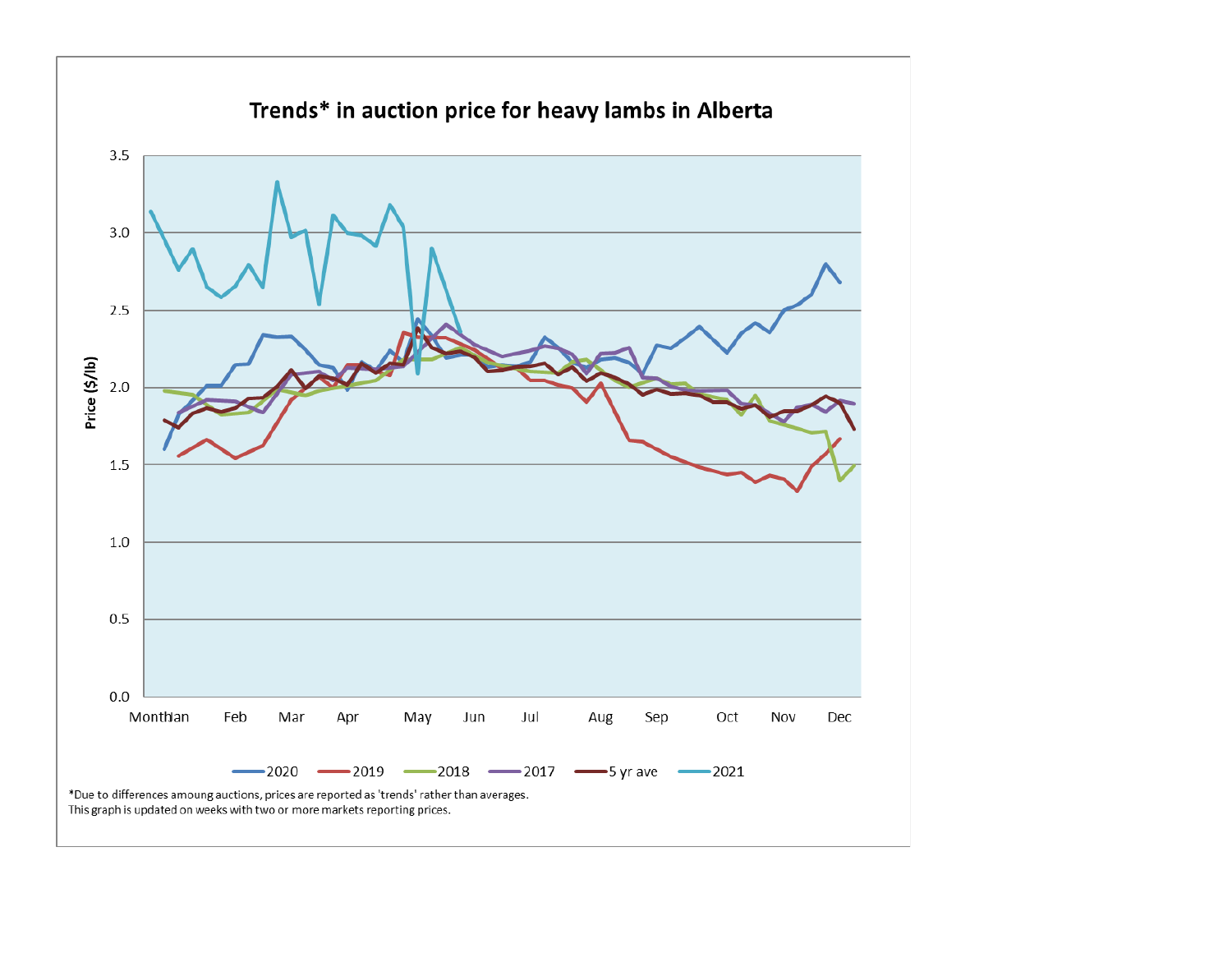## Trends* in auction price for heavy lambs in Alberta

Price ($/lb)

3.5
3.0
2.5
2.0
1.5
1.0
0.5
0.0

Month Jan Feb Mar Apr May Jun Jul Aug Sep Oct Nov Dec

2020 2019 2018 2017 5 yr ave 2021

*Due to differences amoung auctions, prices are reported as 'trends' rather than averages.
This graph is updated on weeks with two or more markets reporting prices.